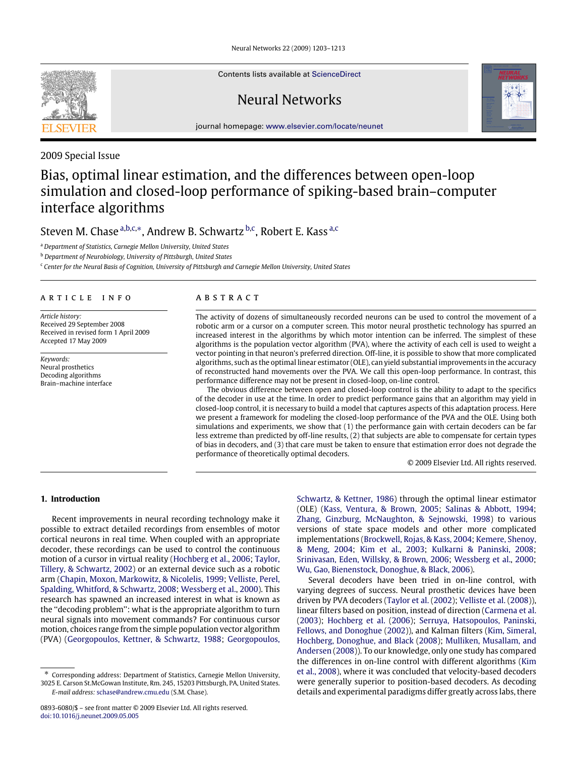2009 Special Issue

# Bias, optimal linear estimation, and the differences between open-loop simulation and closed-loop performance of spiking-based brain–computer interface algorithms

Steven M. Chase [a,b,c,*], Andrew B. Schwartz [b,c], Robert E. Kass [a,c]

[a] *Department of Statistics, Carnegie Mellon University, United States*
[b] *Department of Neurobiology, University of Pittsburgh, United States*
[c] *Center for the Neural Basis of Cognition, University of Pittsburgh and Carnegie Mellon University, United States*

**ARTICLE INFO**

*Article history:*
Received 29 September 2008
Received in revised form 1 April 2009
Accepted 17 May 2009

*Keywords:*
Neural prosthetics
Decoding algorithms
Brain–machine interface

**ABSTRACT**

The activity of dozens of simultaneously recorded neurons can be used to control the movement of a robotic arm or a cursor on a computer screen. This motor neural prosthetic technology has spurred an increased interest in the algorithms by which motor intention can be inferred. The simplest of these algorithms is the population vector algorithm (PVA), where the activity of each cell is used to weight a vector pointing in that neuron's preferred direction. Off-line, it is possible to show that more complicated algorithms, such as the optimal linear estimator (OLE), can yield substantial improvements in the accuracy of reconstructed hand movements over the PVA. We call this open-loop performance. In contrast, this performance difference may not be present in closed-loop, on-line control.

The obvious difference between open and closed-loop control is the ability to adapt to the specifics of the decoder in use at the time. In order to predict performance gains that an algorithm may yield in closed-loop control, it is necessary to build a model that captures aspects of this adaptation process. Here we present a framework for modeling the closed-loop performance of the PVA and the OLE. Using both simulations and experiments, we show that (1) the performance gain with certain decoders can be far less extreme than predicted by off-line results, (2) that subjects are able to compensate for certain types of bias in decoders, and (3) that care must be taken to ensure that estimation error does not degrade the performance of theoretically optimal decoders.

© 2009 Elsevier Ltd. All rights reserved.

## 1. Introduction

Recent improvements in neural recording technology make it possible to extract detailed recordings from ensembles of motor cortical neurons in real time. When coupled with an appropriate decoder, these recordings can be used to control the continuous motion of a cursor in virtual reality (Hochberg et al., 2006; Taylor, Tillery, & Schwartz, 2002) or an external device such as a robotic arm (Chapin, Moxon, Markowitz, & Nicolelis, 1999; Velliste, Perel, Spalding, Whitford, & Schwartz, 2008; Wessberg et al., 2000). This research has spawned an increased interest in what is known as the "decoding problem": what is the appropriate algorithm to turn neural signals into movement commands? For continuous cursor motion, choices range from the simple population vector algorithm (PVA) (Georgopoulos, Kettner, & Schwartz, 1988; Georgopoulos, Schwartz, & Kettner, 1986) through the optimal linear estimator (OLE) (Kass, Ventura, & Brown, 2005; Salinas & Abbott, 1994; Zhang, Ginzburg, McNaughton, & Sejnowski, 1998) to various versions of state space models and other more complicated implementations (Brockwell, Rojas, & Kass, 2004; Kemere, Shenoy, & Meng, 2004; Kim et al., 2003; Kulkarni & Paninski, 2008; Srinivasan, Eden, Willsky, & Brown, 2006; Wessberg et al., 2000; Wu, Gao, Bienenstock, Donoghue, & Black, 2006).

Several decoders have been tried in on-line control, with varying degrees of success. Neural prosthetic devices have been driven by PVA decoders (Taylor et al. (2002); Velliste et al. (2008)), linear filters based on position, instead of direction (Carmena et al. (2003); Hochberg et al. (2006); Serruya, Hatsopoulos, Paninski, Fellows, and Donoghue (2002)), and Kalman filters (Kim, Simeral, Hochberg, Donoghue, and Black (2008); Mulliken, Musallam, and Andersen (2008)). To our knowledge, only one study has compared the differences in on-line control with different algorithms (Kim et al., 2008), where it was concluded that velocity-based decoders were generally superior to position-based decoders. As decoding details and experimental paradigms differ greatly across labs, there

* Corresponding address: Department of Statistics, Carnegie Mellon University, 3025 E. Carson St.McGowan Institute, Rm. 245, 15203 Pittsburgh, PA, United States.
*E-mail address:* schase@andrew.cmu.edu (S.M. Chase).

0893-6080/$ – see front matter © 2009 Elsevier Ltd. All rights reserved.
doi:10.1016/j.neunet.2009.05.005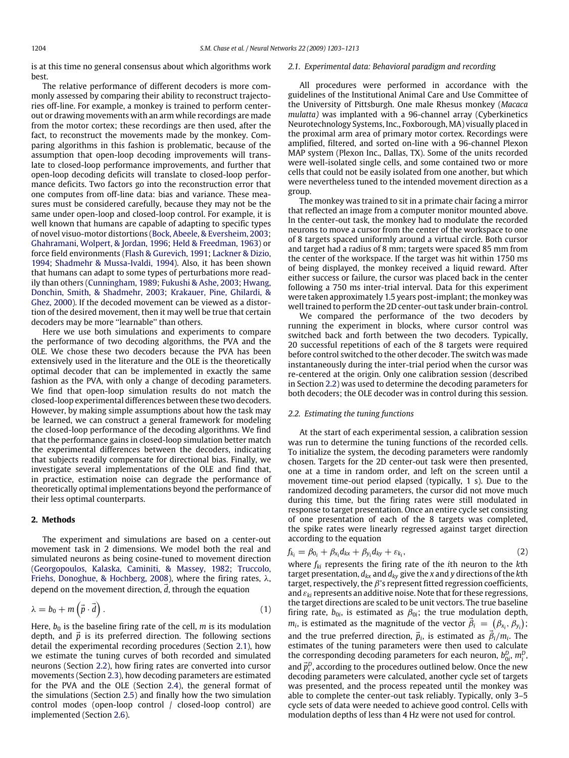is at this time no general consensus about which algorithms work best.

The relative performance of different decoders is more commonly assessed by comparing their ability to reconstruct trajectories off-line. For example, a monkey is trained to perform center-out or drawing movements with an arm while recordings are made from the motor cortex; these recordings are then used, after the fact, to reconstruct the movements made by the monkey. Comparing algorithms in this fashion is problematic, because of the assumption that open-loop decoding improvements will translate to closed-loop performance improvements, and further that open-loop decoding deficits will translate to closed-loop performance deficits. Two factors go into the reconstruction error that one computes from off-line data: bias and variance. These measures must be considered carefully, because they may not be the same under open-loop and closed-loop control. For example, it is well known that humans are capable of adapting to specific types of novel visuo-motor distortions (Bock, Abeele, & Eversheim, 2003; Ghahramani, Wolpert, & Jordan, 1996; Held & Freedman, 1963) or force field environments (Flash & Gurevich, 1991; Lackner & Dizio, 1994; Shadmehr & Mussa-Ivaldi, 1994). Also, it has been shown that humans can adapt to some types of perturbations more readily than others (Cunningham, 1989; Fukushi & Ashe, 2003; Hwang, Donchin, Smith, & Shadmehr, 2003; Krakauer, Pine, Ghilardi, & Ghez, 2000). If the decoded movement can be viewed as a distortion of the desired movement, then it may well be true that certain decoders may be more ''learnable'' than others.

Here we use both simulations and experiments to compare the performance of two decoding algorithms, the PVA and the OLE. We chose these two decoders because the PVA has been extensively used in the literature and the OLE is the theoretically optimal decoder that can be implemented in exactly the same fashion as the PVA, with only a change of decoding parameters. We find that open-loop simulation results do not match the closed-loop experimental differences between these two decoders. However, by making simple assumptions about how the task may be learned, we can construct a general framework for modeling the closed-loop performance of the decoding algorithms. We find that the performance gains in closed-loop simulation better match the experimental differences between the decoders, indicating that subjects readily compensate for directional bias. Finally, we investigate several implementations of the OLE and find that, in practice, estimation noise can degrade the performance of theoretically optimal implementations beyond the performance of their less optimal counterparts.

## 2. Methods

The experiment and simulations are based on a center-out movement task in 2 dimensions. We model both the real and simulated neurons as being cosine-tuned to movement direction (Georgopoulos, Kalaska, Caminiti, & Massey, 1982; Truccolo, Friehs, Donoghue, & Hochberg, 2008), where the firing rates, $\lambda$, depend on the movement direction, $\vec{d}$, through the equation

$$\lambda = b_0 + m\left(\vec{p} \cdot \vec{d}\right). \tag{1}$$

Here, $b_0$ is the baseline firing rate of the cell, $m$ is its modulation depth, and $\vec{p}$ is its preferred direction. The following sections detail the experimental recording procedures (Section 2.1), how we estimate the tuning curves of both recorded and simulated neurons (Section 2.2), how firing rates are converted into cursor movements (Section 2.3), how decoding parameters are estimated for the PVA and the OLE (Section 2.4), the general format of the simulations (Section 2.5) and finally how the two simulation control modes (open-loop control / closed-loop control) are implemented (Section 2.6).

### 2.1. Experimental data: Behavioral paradigm and recording

All procedures were performed in accordance with the guidelines of the Institutional Animal Care and Use Committee of the University of Pittsburgh. One male Rhesus monkey (*Macaca mulatta)* was implanted with a 96-channel array (Cyberkinetics Neurotechnology Systems, Inc., Foxborough, MA) visually placed in the proximal arm area of primary motor cortex. Recordings were amplified, filtered, and sorted on-line with a 96-channel Plexon MAP system (Plexon Inc., Dallas, TX). Some of the units recorded were well-isolated single cells, and some contained two or more cells that could not be easily isolated from one another, but which were nevertheless tuned to the intended movement direction as a group.

The monkey was trained to sit in a primate chair facing a mirror that reflected an image from a computer monitor mounted above. In the center-out task, the monkey had to modulate the recorded neurons to move a cursor from the center of the workspace to one of 8 targets spaced uniformly around a virtual circle. Both cursor and target had a radius of 8 mm; targets were spaced 85 mm from the center of the workspace. If the target was hit within 1750 ms of being displayed, the monkey received a liquid reward. After either success or failure, the cursor was placed back in the center following a 750 ms inter-trial interval. Data for this experiment were taken approximately 1.5 years post-implant; the monkey was well trained to perform the 2D center-out task under brain-control.

We compared the performance of the two decoders by running the experiment in blocks, where cursor control was switched back and forth between the two decoders. Typically, 20 successful repetitions of each of the 8 targets were required before control switched to the other decoder. The switch was made instantaneously during the inter-trial period when the cursor was re-centered at the origin. Only one calibration session (described in Section 2.2) was used to determine the decoding parameters for both decoders; the OLE decoder was in control during this session.

### 2.2. Estimating the tuning functions

At the start of each experimental session, a calibration session was run to determine the tuning functions of the recorded cells. To initialize the system, the decoding parameters were randomly chosen. Targets for the 2D center-out task were then presented, one at a time in random order, and left on the screen until a movement time-out period elapsed (typically, 1 s). Due to the randomized decoding parameters, the cursor did not move much during this time, but the firing rates were still modulated in response to target presentation. Once an entire cycle set consisting of one presentation of each of the 8 targets was completed, the spike rates were linearly regressed against target direction according to the equation

$$f_{k_i} = \beta_{0_i} + \beta_{x_i} d_{kx} + \beta_{y_i} d_{ky} + \varepsilon_{k_i}, \tag{2}$$

where $f_{ki}$ represents the firing rate of the $i$th neuron to the $k$th target presentation, $d_{kx}$ and $d_{ky}$ give the $x$ and $y$ directions of the $k$th target, respectively, the $\beta$'s represent fitted regression coefficients, and $\varepsilon_{ki}$ represents an additive noise. Note that for these regressions, the target directions are scaled to be unit vectors. The true baseline firing rate, $b_{0i}$, is estimated as $\beta_{0i}$; the true modulation depth, $m_i$, is estimated as the magnitude of the vector $\vec{\beta}_i = \left(\beta_{x_i}, \beta_{y_i}\right)$; and the true preferred direction, $\vec{p}_i$, is estimated as $\vec{\beta}_i/m_i$. The estimates of the tuning parameters were then used to calculate the corresponding decoding parameters for each neuron, $b^D_{0i}$, $m^D_i$, and $\vec{p}^D_i$, according to the procedures outlined below. Once the new decoding parameters were calculated, another cycle set of targets was presented, and the process repeated until the monkey was able to complete the center-out task reliably. Typically, only 3–5 cycle sets of data were needed to achieve good control. Cells with modulation depths of less than 4 Hz were not used for control.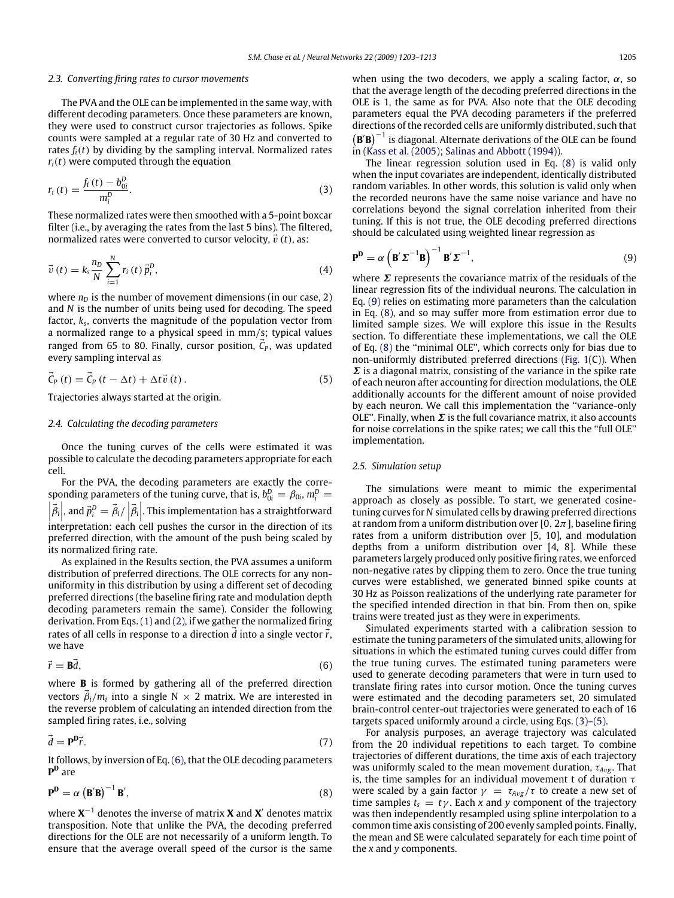### 2.3. Converting firing rates to cursor movements

The PVA and the OLE can be implemented in the same way, with different decoding parameters. Once these parameters are known, they were used to construct cursor trajectories as follows. Spike counts were sampled at a regular rate of 30 Hz and converted to rates $f_i(t)$ by dividing by the sampling interval. Normalized rates $r_i(t)$ were computed through the equation

$$r_i(t) = \frac{f_i(t) - b_{0i}^D}{m_i^D}. \tag{3}$$

These normalized rates were then smoothed with a 5-point boxcar filter (i.e., by averaging the rates from the last 5 bins). The filtered, normalized rates were converted to cursor velocity, $\vec{v}(t)$, as:

$$\vec{v}(t) = k_s \frac{n_D}{N} \sum_{i=1}^{N} r_i(t)\, \vec{p}_i^D, \tag{4}$$

where $n_D$ is the number of movement dimensions (in our case, 2) and $N$ is the number of units being used for decoding. The speed factor, $k_s$, converts the magnitude of the population vector from a normalized range to a physical speed in mm/s; typical values ranged from 65 to 80. Finally, cursor position, $\vec{C}_P$, was updated every sampling interval as

$$\vec{C}_P(t) = \vec{C}_P(t - \Delta t) + \Delta t \vec{v}(t). \tag{5}$$

Trajectories always started at the origin.

### 2.4. Calculating the decoding parameters

Once the tuning curves of the cells were estimated it was possible to calculate the decoding parameters appropriate for each cell.

For the PVA, the decoding parameters are exactly the corresponding parameters of the tuning curve, that is, $b_{0i}^D = \beta_{0i}$, $m_i^D = \left|\vec{\beta}_i\right|$, and $\vec{p}_i^D = \vec{\beta}_i / \left|\vec{\beta}_i\right|$. This implementation has a straightforward interpretation: each cell pushes the cursor in the direction of its preferred direction, with the amount of the push being scaled by its normalized firing rate.

As explained in the Results section, the PVA assumes a uniform distribution of preferred directions. The OLE corrects for any non-uniformity in this distribution by using a different set of decoding preferred directions (the baseline firing rate and modulation depth decoding parameters remain the same). Consider the following derivation. From Eqs. (1) and (2), if we gather the normalized firing rates of all cells in response to a direction $\vec{d}$ into a single vector $\vec{r}$, we have

$$\vec{r} = \mathbf{B}\vec{d}, \tag{6}$$

where $\mathbf{B}$ is formed by gathering all of the preferred direction vectors $\vec{\beta}_i/m_i$ into a single N × 2 matrix. We are interested in the reverse problem of calculating an intended direction from the sampled firing rates, i.e., solving

$$\vec{d} = \mathbf{P^D}\vec{r}. \tag{7}$$

It follows, by inversion of Eq. (6), that the OLE decoding parameters $\mathbf{P^D}$ are

$$\mathbf{P^D} = \alpha \left(\mathbf{B}'\mathbf{B}\right)^{-1} \mathbf{B}', \tag{8}$$

where $\mathbf{X}^{-1}$ denotes the inverse of matrix $\mathbf{X}$ and $\mathbf{X}'$ denotes matrix transposition. Note that unlike the PVA, the decoding preferred directions for the OLE are not necessarily of a uniform length. To ensure that the average overall speed of the cursor is the same when using the two decoders, we apply a scaling factor, $\alpha$, so that the average length of the decoding preferred directions in the OLE is 1, the same as for PVA. Also note that the OLE decoding parameters equal the PVA decoding parameters if the preferred directions of the recorded cells are uniformly distributed, such that $\left(\mathbf{B}'\mathbf{B}\right)^{-1}$ is diagonal. Alternate derivations of the OLE can be found in (Kass et al. (2005); Salinas and Abbott (1994)).

The linear regression solution used in Eq. (8) is valid only when the input covariates are independent, identically distributed random variables. In other words, this solution is valid only when the recorded neurons have the same noise variance and have no correlations beyond the signal correlation inherited from their tuning. If this is not true, the OLE decoding preferred directions should be calculated using weighted linear regression as

$$\mathbf{P^D} = \alpha \left(\mathbf{B}'\boldsymbol{\Sigma}^{-1}\mathbf{B}\right)^{-1} \mathbf{B}'\boldsymbol{\Sigma}^{-1}, \tag{9}$$

where $\boldsymbol{\Sigma}$ represents the covariance matrix of the residuals of the linear regression fits of the individual neurons. The calculation in Eq. (9) relies on estimating more parameters than the calculation in Eq. (8), and so may suffer more from estimation error due to limited sample sizes. We will explore this issue in the Results section. To differentiate these implementations, we call the OLE of Eq. (8) the "minimal OLE", which corrects only for bias due to non-uniformly distributed preferred directions (Fig. 1(C)). When $\boldsymbol{\Sigma}$ is a diagonal matrix, consisting of the variance in the spike rate of each neuron after accounting for direction modulations, the OLE additionally accounts for the different amount of noise provided by each neuron. We call this implementation the "variance-only OLE". Finally, when $\boldsymbol{\Sigma}$ is the full covariance matrix, it also accounts for noise correlations in the spike rates; we call this the "full OLE" implementation.

### 2.5. Simulation setup

The simulations were meant to mimic the experimental approach as closely as possible. To start, we generated cosine-tuning curves for $N$ simulated cells by drawing preferred directions at random from a uniform distribution over $[0, 2\pi]$, baseline firing rates from a uniform distribution over [5, 10], and modulation depths from a uniform distribution over [4, 8]. While these parameters largely produced only positive firing rates, we enforced non-negative rates by clipping them to zero. Once the true tuning curves were established, we generated binned spike counts at 30 Hz as Poisson realizations of the underlying rate parameter for the specified intended direction in that bin. From then on, spike trains were treated just as they were in experiments.

Simulated experiments started with a calibration session to estimate the tuning parameters of the simulated units, allowing for situations in which the estimated tuning curves could differ from the true tuning curves. The estimated tuning parameters were used to generate decoding parameters that were in turn used to translate firing rates into cursor motion. Once the tuning curves were estimated and the decoding parameters set, 20 simulated brain-control center-out trajectories were generated to each of 16 targets spaced uniformly around a circle, using Eqs. (3)–(5).

For analysis purposes, an average trajectory was calculated from the 20 individual repetitions to each target. To combine trajectories of different durations, the time axis of each trajectory was uniformly scaled to the mean movement duration, $\tau_{Avg}$. That is, the time samples for an individual movement t of duration $\tau$ were scaled by a gain factor $\gamma = \tau_{Avg}/\tau$ to create a new set of time samples $t_s = t\gamma$. Each $x$ and $y$ component of the trajectory was then independently resampled using spline interpolation to a common time axis consisting of 200 evenly sampled points. Finally, the mean and SE were calculated separately for each time point of the $x$ and $y$ components.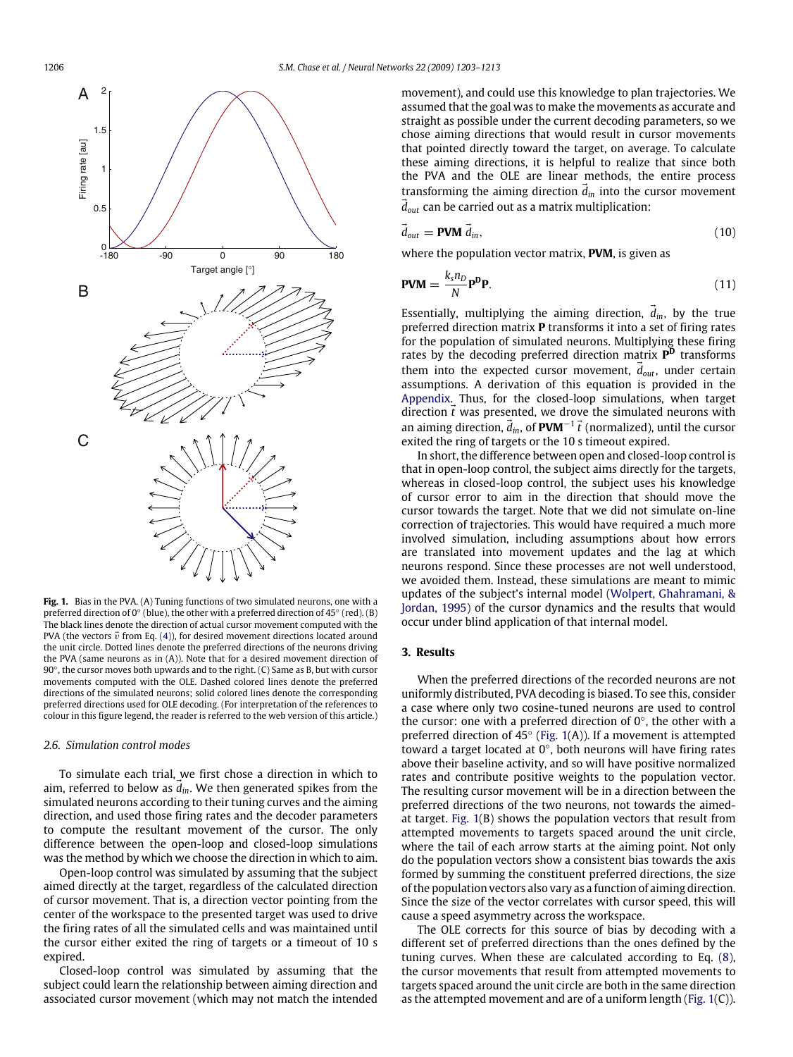**Fig. 1.** Bias in the PVA. (A) Tuning functions of two simulated neurons, one with a preferred direction of 0° (blue), the other with a preferred direction of 45° (red). (B) The black lines denote the direction of actual cursor movement computed with the PVA (the vectors $\vec{v}$ from Eq. (4)), for desired movement directions located around the unit circle. Dotted lines denote the preferred directions of the neurons driving the PVA (same neurons as in (A)). Note that for a desired movement direction of 90°, the cursor moves both upwards and to the right. (C) Same as B, but with cursor movements computed with the OLE. Dashed colored lines denote the preferred directions of the simulated neurons; solid colored lines denote the corresponding preferred directions used for OLE decoding. (For interpretation of the references to colour in this figure legend, the reader is referred to the web version of this article.)

### 2.6. Simulation control modes

To simulate each trial, we first chose a direction in which to aim, referred to below as $\vec{d}_{in}$. We then generated spikes from the simulated neurons according to their tuning curves and the aiming direction, and used those firing rates and the decoder parameters to compute the resultant movement of the cursor. The only difference between the open-loop and closed-loop simulations was the method by which we choose the direction in which to aim.

Open-loop control was simulated by assuming that the subject aimed directly at the target, regardless of the calculated direction of cursor movement. That is, a direction vector pointing from the center of the workspace to the presented target was used to drive the firing rates of all the simulated cells and was maintained until the cursor either exited the ring of targets or a timeout of 10 s expired.

Closed-loop control was simulated by assuming that the subject could learn the relationship between aiming direction and associated cursor movement (which may not match the intended movement), and could use this knowledge to plan trajectories. We assumed that the goal was to make the movements as accurate and straight as possible under the current decoding parameters, so we chose aiming directions that would result in cursor movements that pointed directly toward the target, on average. To calculate these aiming directions, it is helpful to realize that since both the PVA and the OLE are linear methods, the entire process transforming the aiming direction $\vec{d}_{in}$ into the cursor movement $\vec{d}_{out}$ can be carried out as a matrix multiplication:

$$\vec{d}_{out} = \mathbf{PVM}\ \vec{d}_{in}, \tag{10}$$

where the population vector matrix, **PVM**, is given as

$$\mathbf{PVM} = \frac{k_s n_D}{N} \mathbf{P^D P}. \tag{11}$$

Essentially, multiplying the aiming direction, $\vec{d}_{in}$, by the true preferred direction matrix **P** transforms it into a set of firing rates for the population of simulated neurons. Multiplying these firing rates by the decoding preferred direction matrix $\mathbf{P^D}$ transforms them into the expected cursor movement, $\vec{d}_{out}$, under certain assumptions. A derivation of this equation is provided in the Appendix. Thus, for the closed-loop simulations, when target direction $\vec{t}$ was presented, we drove the simulated neurons with an aiming direction, $\vec{d}_{in}$, of $\mathbf{PVM}^{-1}\ \vec{t}$ (normalized), until the cursor exited the ring of targets or the 10 s timeout expired.

In short, the difference between open and closed-loop control is that in open-loop control, the subject aims directly for the targets, whereas in closed-loop control, the subject uses his knowledge of cursor error to aim in the direction that should move the cursor towards the target. Note that we did not simulate on-line correction of trajectories. This would have required a much more involved simulation, including assumptions about how errors are translated into movement updates and the lag at which neurons respond. Since these processes are not well understood, we avoided them. Instead, these simulations are meant to mimic updates of the subject's internal model (Wolpert, Ghahramani, & Jordan, 1995) of the cursor dynamics and the results that would occur under blind application of that internal model.

## 3. Results

When the preferred directions of the recorded neurons are not uniformly distributed, PVA decoding is biased. To see this, consider a case where only two cosine-tuned neurons are used to control the cursor: one with a preferred direction of 0°, the other with a preferred direction of 45° (Fig. 1(A)). If a movement is attempted toward a target located at 0°, both neurons will have firing rates above their baseline activity, and so will have positive normalized rates and contribute positive weights to the population vector. The resulting cursor movement will be in a direction between the preferred directions of the two neurons, not towards the aimed-at target. Fig. 1(B) shows the population vectors that result from attempted movements to targets spaced around the unit circle, where the tail of each arrow starts at the aiming point. Not only do the population vectors show a consistent bias towards the axis formed by summing the constituent preferred directions, the size of the population vectors also vary as a function of aiming direction. Since the size of the vector correlates with cursor speed, this will cause a speed asymmetry across the workspace.

The OLE corrects for this source of bias by decoding with a different set of preferred directions than the ones defined by the tuning curves. When these are calculated according to Eq. (8), the cursor movements that result from attempted movements to targets spaced around the unit circle are both in the same direction as the attempted movement and are of a uniform length (Fig. 1(C)).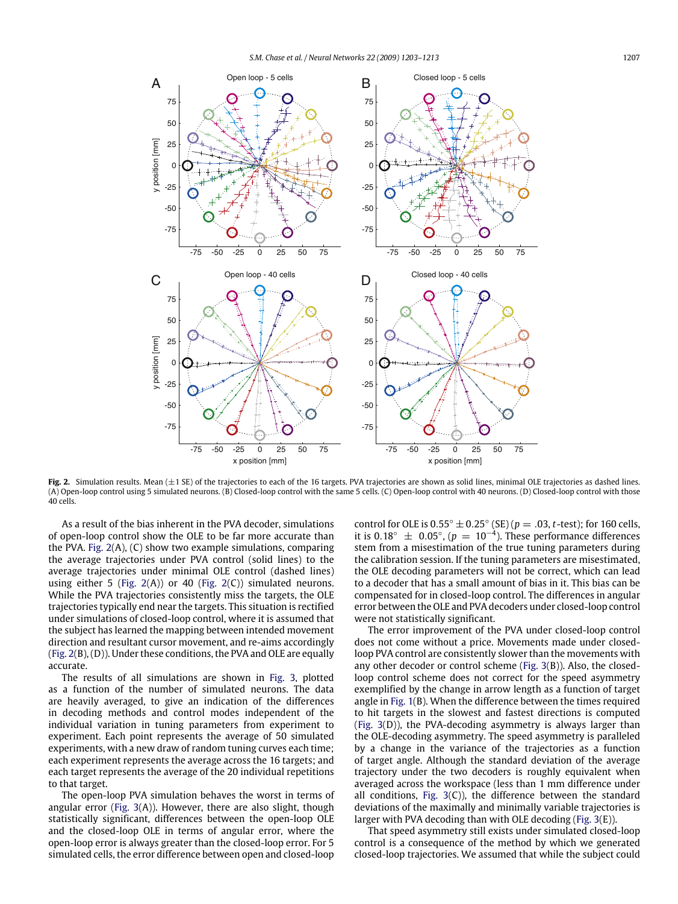**Fig. 2.** Simulation results. Mean (±1 SE) of the trajectories to each of the 16 targets. PVA trajectories are shown as solid lines, minimal OLE trajectories as dashed lines. (A) Open-loop control using 5 simulated neurons. (B) Closed-loop control with the same 5 cells. (C) Open-loop control with 40 neurons. (D) Closed-loop control with those 40 cells.

As a result of the bias inherent in the PVA decoder, simulations of open-loop control show the OLE to be far more accurate than the PVA. Fig. 2(A), (C) show two example simulations, comparing the average trajectories under PVA control (solid lines) to the average trajectories under minimal OLE control (dashed lines) using either 5 (Fig. 2(A)) or 40 (Fig. 2(C)) simulated neurons. While the PVA trajectories consistently miss the targets, the OLE trajectories typically end near the targets. This situation is rectified under simulations of closed-loop control, where it is assumed that the subject has learned the mapping between intended movement direction and resultant cursor movement, and re-aims accordingly (Fig. 2(B), (D)). Under these conditions, the PVA and OLE are equally accurate.

The results of all simulations are shown in Fig. 3, plotted as a function of the number of simulated neurons. The data are heavily averaged, to give an indication of the differences in decoding methods and control modes independent of the individual variation in tuning parameters from experiment to experiment. Each point represents the average of 50 simulated experiments, with a new draw of random tuning curves each time; each experiment represents the average across the 16 targets; and each target represents the average of the 20 individual repetitions to that target.

The open-loop PVA simulation behaves the worst in terms of angular error (Fig. 3(A)). However, there are also slight, though statistically significant, differences between the open-loop OLE and the closed-loop OLE in terms of angular error, where the open-loop error is always greater than the closed-loop error. For 5 simulated cells, the error difference between open and closed-loop control for OLE is $0.55^\circ \pm 0.25^\circ$ (SE) ($p = .03$, $t$-test); for 160 cells, it is $0.18^\circ \pm 0.05^\circ$, ($p = 10^{-4}$). These performance differences stem from a misestimation of the true tuning parameters during the calibration session. If the tuning parameters are misestimated, the OLE decoding parameters will not be correct, which can lead to a decoder that has a small amount of bias in it. This bias can be compensated for in closed-loop control. The differences in angular error between the OLE and PVA decoders under closed-loop control were not statistically significant.

The error improvement of the PVA under closed-loop control does not come without a price. Movements made under closed-loop PVA control are consistently slower than the movements with any other decoder or control scheme (Fig. 3(B)). Also, the closed-loop control scheme does not correct for the speed asymmetry exemplified by the change in arrow length as a function of target angle in Fig. 1(B). When the difference between the times required to hit targets in the slowest and fastest directions is computed (Fig. 3(D)), the PVA-decoding asymmetry is always larger than the OLE-decoding asymmetry. The speed asymmetry is paralleled by a change in the variance of the trajectories as a function of target angle. Although the standard deviation of the average trajectory under the two decoders is roughly equivalent when averaged across the workspace (less than 1 mm difference under all conditions, Fig. 3(C)), the difference between the standard deviations of the maximally and minimally variable trajectories is larger with PVA decoding than with OLE decoding (Fig. 3(E)).

That speed asymmetry still exists under simulated closed-loop control is a consequence of the method by which we generated closed-loop trajectories. We assumed that while the subject could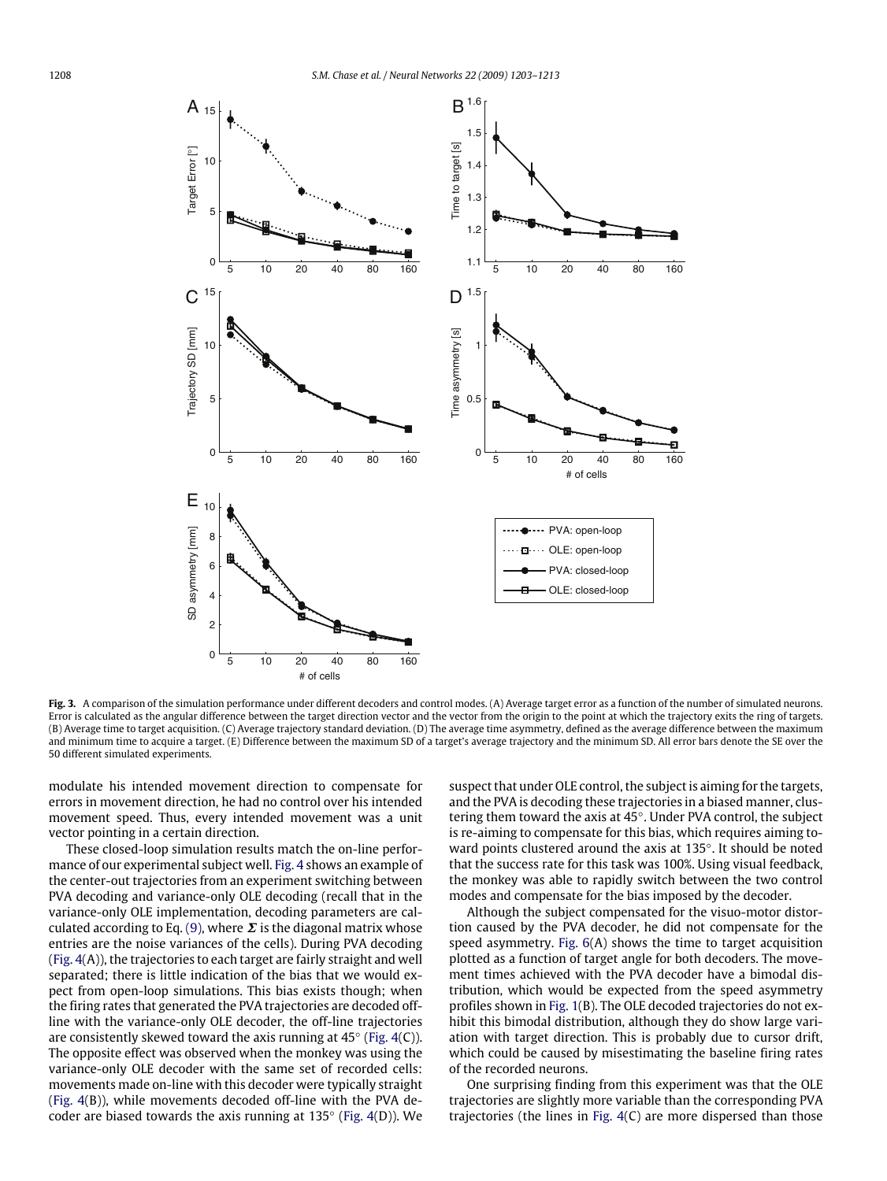**Fig. 3.** A comparison of the simulation performance under different decoders and control modes. (A) Average target error as a function of the number of simulated neurons. Error is calculated as the angular difference between the target direction vector and the vector from the origin to the point at which the trajectory exits the ring of targets. (B) Average time to target acquisition. (C) Average trajectory standard deviation. (D) The time asymmetry, defined as the average difference between the maximum and minimum time to acquire a target. (E) Difference between the maximum SD of a target's average trajectory and the minimum SD. All error bars denote the SE over the 50 different simulated experiments.

modulate his intended movement direction to compensate for errors in movement direction, he had no control over his intended movement speed. Thus, every intended movement was a unit vector pointing in a certain direction.

These closed-loop simulation results match the on-line performance of our experimental subject well. Fig. 4 shows an example of the center-out trajectories from an experiment switching between PVA decoding and variance-only OLE decoding (recall that in the variance-only OLE implementation, decoding parameters are calculated according to Eq. (9), where $\boldsymbol{\Sigma}$ is the diagonal matrix whose entries are the noise variances of the cells). During PVA decoding (Fig. 4(A)), the trajectories to each target are fairly straight and well separated; there is little indication of the bias that we would expect from open-loop simulations. This bias exists though; when the firing rates that generated the PVA trajectories are decoded off-line with the variance-only OLE decoder, the off-line trajectories are consistently skewed toward the axis running at 45° (Fig. 4(C)). The opposite effect was observed when the monkey was using the variance-only OLE decoder with the same set of recorded cells: movements made on-line with this decoder were typically straight (Fig. 4(B)), while movements decoded off-line with the PVA decoder are biased towards the axis running at 135° (Fig. 4(D)). We suspect that under OLE control, the subject is aiming for the targets, and the PVA is decoding these trajectories in a biased manner, clustering them toward the axis at 45°. Under PVA control, the subject is re-aiming to compensate for this bias, which requires aiming toward points clustered around the axis at 135°. It should be noted that the success rate for this task was 100%. Using visual feedback, the monkey was able to rapidly switch between the two control modes and compensate for the bias imposed by the decoder.

Although the subject compensated for the visuo-motor distortion caused by the PVA decoder, he did not compensate for the speed asymmetry. Fig. 6(A) shows the time to target acquisition plotted as a function of target angle for both decoders. The movement times achieved with the PVA decoder have a bimodal distribution, which would be expected from the speed asymmetry profiles shown in Fig. 1(B). The OLE decoded trajectories do not exhibit this bimodal distribution, although they do show large variation with target direction. This is probably due to cursor drift, which could be caused by misestimating the baseline firing rates of the recorded neurons.

One surprising finding from this experiment was that the OLE trajectories are slightly more variable than the corresponding PVA trajectories (the lines in Fig. 4(C) are more dispersed than those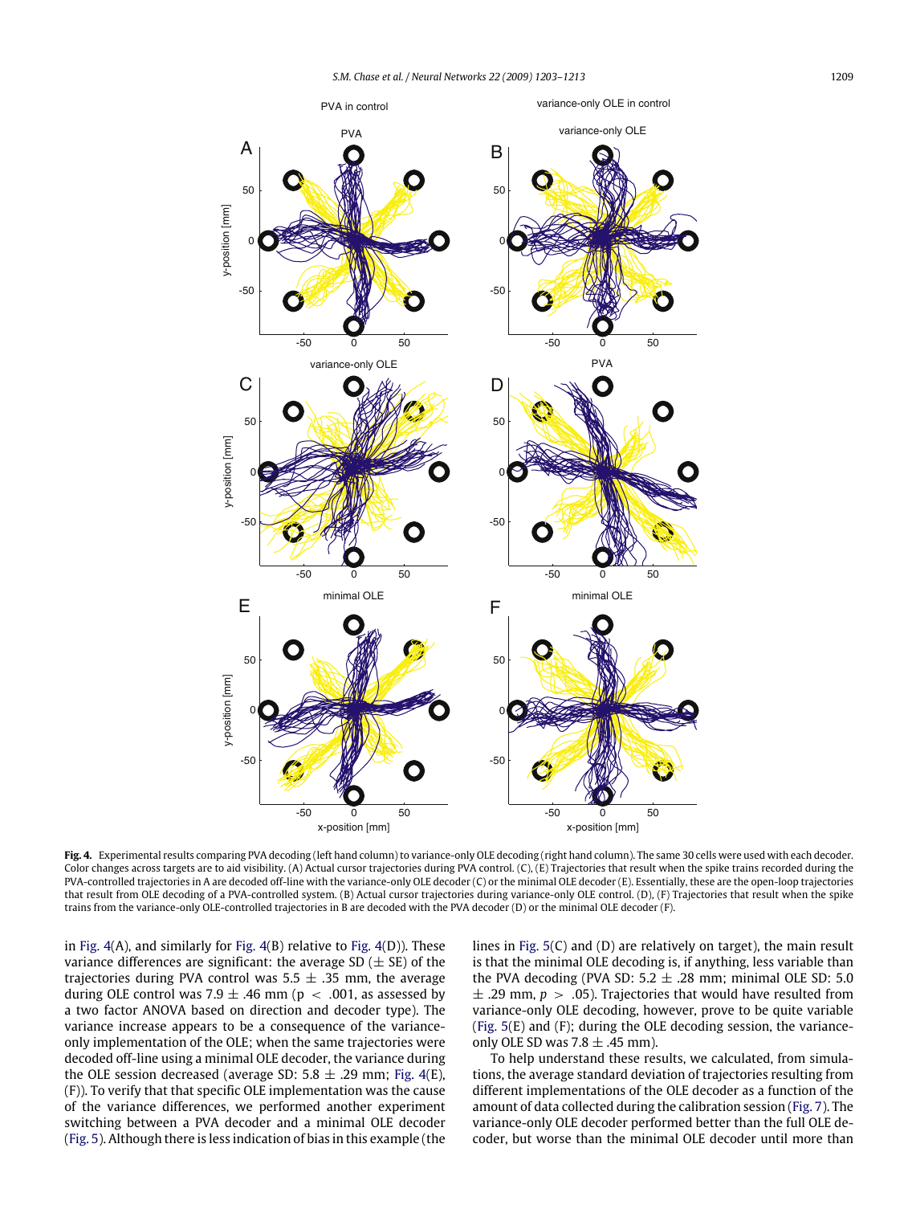**Fig. 4.** Experimental results comparing PVA decoding (left hand column) to variance-only OLE decoding (right hand column). The same 30 cells were used with each decoder. Color changes across targets are to aid visibility. (A) Actual cursor trajectories during PVA control. (C), (E) Trajectories that result when the spike trains recorded during the PVA-controlled trajectories in A are decoded off-line with the variance-only OLE decoder (C) or the minimal OLE decoder (E). Essentially, these are the open-loop trajectories that result from OLE decoding of a PVA-controlled system. (B) Actual cursor trajectories during variance-only OLE control. (D), (F) Trajectories that result when the spike trains from the variance-only OLE-controlled trajectories in B are decoded with the PVA decoder (D) or the minimal OLE decoder (F).

in Fig. 4(A), and similarly for Fig. 4(B) relative to Fig. 4(D)). These variance differences are significant: the average SD ($\pm$ SE) of the trajectories during PVA control was $5.5 \pm .35$ mm, the average during OLE control was $7.9 \pm .46$ mm ($p < .001$, as assessed by a two factor ANOVA based on direction and decoder type). The variance increase appears to be a consequence of the variance-only implementation of the OLE; when the same trajectories were decoded off-line using a minimal OLE decoder, the variance during the OLE session decreased (average SD: $5.8 \pm .29$ mm; Fig. 4(E), (F)). To verify that that specific OLE implementation was the cause of the variance differences, we performed another experiment switching between a PVA decoder and a minimal OLE decoder (Fig. 5). Although there is less indication of bias in this example (the lines in Fig. 5(C) and (D) are relatively on target), the main result is that the minimal OLE decoding is, if anything, less variable than the PVA decoding (PVA SD: $5.2 \pm .28$ mm; minimal OLE SD: $5.0 \pm .29$ mm, $p > .05$). Trajectories that would have resulted from variance-only OLE decoding, however, prove to be quite variable (Fig. 5(E) and (F); during the OLE decoding session, the variance-only OLE SD was $7.8 \pm .45$ mm).

To help understand these results, we calculated, from simulations, the average standard deviation of trajectories resulting from different implementations of the OLE decoder as a function of the amount of data collected during the calibration session (Fig. 7). The variance-only OLE decoder performed better than the full OLE decoder, but worse than the minimal OLE decoder until more than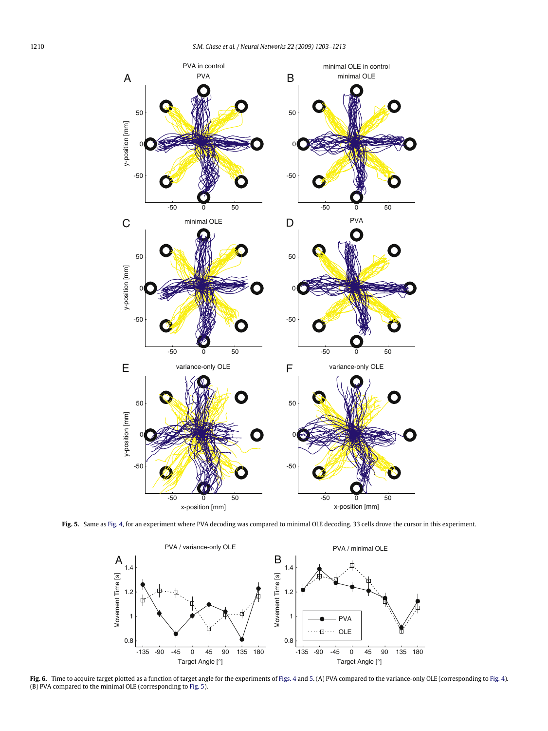**Fig. 5.** Same as Fig. 4, for an experiment where PVA decoding was compared to minimal OLE decoding. 33 cells drove the cursor in this experiment.

**Fig. 6.** Time to acquire target plotted as a function of target angle for the experiments of Figs. 4 and 5. (A) PVA compared to the variance-only OLE (corresponding to Fig. 4). (B) PVA compared to the minimal OLE (corresponding to Fig. 5).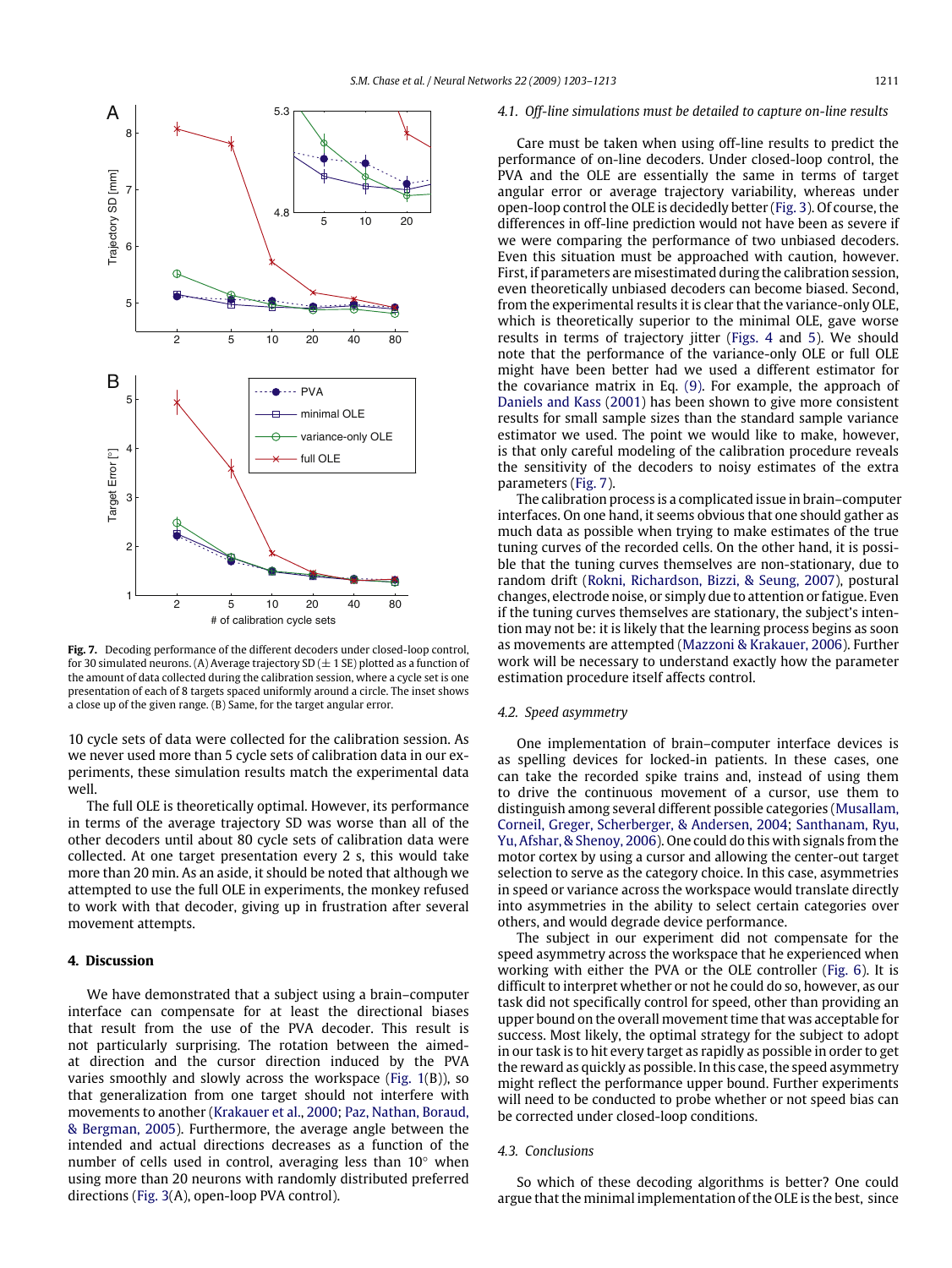A

Trajectory SD [mm]

8

7

6

5

5.3

4.8

5 10 20

2 5 10 20 40 80

B

Target Error [°]

5

4

3

2

1

PVA

minimal OLE

variance-only OLE

full OLE

2 5 10 20 40 80

# of calibration cycle sets

**Fig. 7.** Decoding performance of the different decoders under closed-loop control, for 30 simulated neurons. (A) Average trajectory SD ($\pm$ 1 SE) plotted as a function of the amount of data collected during the calibration session, where a cycle set is one presentation of each of 8 targets spaced uniformly around a circle. The inset shows a close up of the given range. (B) Same, for the target angular error.

10 cycle sets of data were collected for the calibration session. As we never used more than 5 cycle sets of calibration data in our experiments, these simulation results match the experimental data well.

The full OLE is theoretically optimal. However, its performance in terms of the average trajectory SD was worse than all of the other decoders until about 80 cycle sets of calibration data were collected. At one target presentation every 2 s, this would take more than 20 min. As an aside, it should be noted that although we attempted to use the full OLE in experiments, the monkey refused to work with that decoder, giving up in frustration after several movement attempts.

## 4. Discussion

We have demonstrated that a subject using a brain–computer interface can compensate for at least the directional biases that result from the use of the PVA decoder. This result is not particularly surprising. The rotation between the aimed-at direction and the cursor direction induced by the PVA varies smoothly and slowly across the workspace (Fig. 1(B)), so that generalization from one target should not interfere with movements to another (Krakauer et al., 2000; Paz, Nathan, Boraud, & Bergman, 2005). Furthermore, the average angle between the intended and actual directions decreases as a function of the number of cells used in control, averaging less than 10° when using more than 20 neurons with randomly distributed preferred directions (Fig. 3(A), open-loop PVA control).

### 4.1. Off-line simulations must be detailed to capture on-line results

Care must be taken when using off-line results to predict the performance of on-line decoders. Under closed-loop control, the PVA and the OLE are essentially the same in terms of target angular error or average trajectory variability, whereas under open-loop control the OLE is decidedly better (Fig. 3). Of course, the differences in off-line prediction would not have been as severe if we were comparing the performance of two unbiased decoders. Even this situation must be approached with caution, however. First, if parameters are misestimated during the calibration session, even theoretically unbiased decoders can become biased. Second, from the experimental results it is clear that the variance-only OLE, which is theoretically superior to the minimal OLE, gave worse results in terms of trajectory jitter (Figs. 4 and 5). We should note that the performance of the variance-only OLE or full OLE might have been better had we used a different estimator for the covariance matrix in Eq. (9). For example, the approach of Daniels and Kass (2001) has been shown to give more consistent results for small sample sizes than the standard sample variance estimator we used. The point we would like to make, however, is that only careful modeling of the calibration procedure reveals the sensitivity of the decoders to noisy estimates of the extra parameters (Fig. 7).

The calibration process is a complicated issue in brain–computer interfaces. On one hand, it seems obvious that one should gather as much data as possible when trying to make estimates of the true tuning curves of the recorded cells. On the other hand, it is possible that the tuning curves themselves are non-stationary, due to random drift (Rokni, Richardson, Bizzi, & Seung, 2007), postural changes, electrode noise, or simply due to attention or fatigue. Even if the tuning curves themselves are stationary, the subject's intention may not be: it is likely that the learning process begins as soon as movements are attempted (Mazzoni & Krakauer, 2006). Further work will be necessary to understand exactly how the parameter estimation procedure itself affects control.

### 4.2. Speed asymmetry

One implementation of brain–computer interface devices is as spelling devices for locked-in patients. In these cases, one can take the recorded spike trains and, instead of using them to drive the continuous movement of a cursor, use them to distinguish among several different possible categories (Musallam, Corneil, Greger, Scherberger, & Andersen, 2004; Santhanam, Ryu, Yu, Afshar, & Shenoy, 2006). One could do this with signals from the motor cortex by using a cursor and allowing the center-out target selection to serve as the category choice. In this case, asymmetries in speed or variance across the workspace would translate directly into asymmetries in the ability to select certain categories over others, and would degrade device performance.

The subject in our experiment did not compensate for the speed asymmetry across the workspace that he experienced when working with either the PVA or the OLE controller (Fig. 6). It is difficult to interpret whether or not he could do so, however, as our task did not specifically control for speed, other than providing an upper bound on the overall movement time that was acceptable for success. Most likely, the optimal strategy for the subject to adopt in our task is to hit every target as rapidly as possible in order to get the reward as quickly as possible. In this case, the speed asymmetry might reflect the performance upper bound. Further experiments will need to be conducted to probe whether or not speed bias can be corrected under closed-loop conditions.

### 4.3. Conclusions

So which of these decoding algorithms is better? One could argue that the minimal implementation of the OLE is the best, since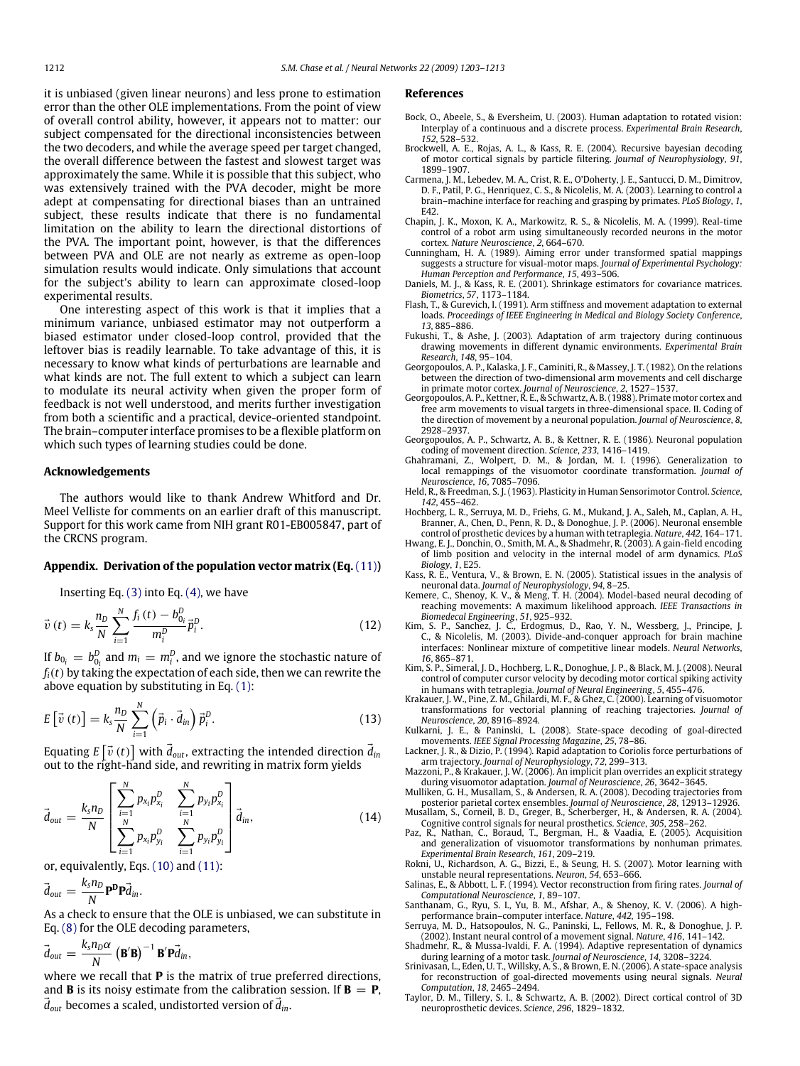it is unbiased (given linear neurons) and less prone to estimation error than the other OLE implementations. From the point of view of overall control ability, however, it appears not to matter: our subject compensated for the directional inconsistencies between the two decoders, and while the average speed per target changed, the overall difference between the fastest and slowest target was approximately the same. While it is possible that this subject, who was extensively trained with the PVA decoder, might be more adept at compensating for directional biases than an untrained subject, these results indicate that there is no fundamental limitation on the ability to learn the directional distortions of the PVA. The important point, however, is that the differences between PVA and OLE are not nearly as extreme as open-loop simulation results would indicate. Only simulations that account for the subject's ability to learn can approximate closed-loop experimental results.

One interesting aspect of this work is that it implies that a minimum variance, unbiased estimator may not outperform a biased estimator under closed-loop control, provided that the leftover bias is readily learnable. To take advantage of this, it is necessary to know what kinds of perturbations are learnable and what kinds are not. The full extent to which a subject can learn to modulate its neural activity when given the proper form of feedback is not well understood, and merits further investigation from both a scientific and a practical, device-oriented standpoint. The brain–computer interface promises to be a flexible platform on which such types of learning studies could be done.

## Acknowledgements

The authors would like to thank Andrew Whitford and Dr. Meel Velliste for comments on an earlier draft of this manuscript. Support for this work came from NIH grant R01-EB005847, part of the CRCNS program.

## Appendix. Derivation of the population vector matrix (Eq. (11))

Inserting Eq. (3) into Eq. (4), we have

$$\vec{v}(t) = k_s \frac{n_D}{N} \sum_{i=1}^{N} \frac{f_i(t) - b_{0_i}^D}{m_i^D} \vec{p}_i^D. \tag{12}$$

If $b_{0_i} = b_{0_i}^D$ and $m_i = m_i^D$, and we ignore the stochastic nature of $f_i(t)$ by taking the expectation of each side, then we can rewrite the above equation by substituting in Eq. (1):

$$E\left[\vec{v}(t)\right] = k_s \frac{n_D}{N} \sum_{i=1}^{N} \left(\vec{p}_i \cdot \vec{d}_{in}\right) \vec{p}_i^D. \tag{13}$$

Equating $E\left[\vec{v}(t)\right]$ with $\vec{d}_{out}$, extracting the intended direction $\vec{d}_{in}$ out to the right-hand side, and rewriting in matrix form yields

$$\vec{d}_{out} = \frac{k_s n_D}{N} \begin{bmatrix} \sum_{i=1}^{N} p_{x_i} p_{x_i}^D & \sum_{i=1}^{N} p_{y_i} p_{x_i}^D \\ \sum_{i=1}^{N} p_{x_i} p_{y_i}^D & \sum_{i=1}^{N} p_{y_i} p_{y_i}^D \end{bmatrix} \vec{d}_{in}, \tag{14}$$

or, equivalently, Eqs. (10) and (11):

$$\vec{d}_{out} = \frac{k_s n_D}{N} \mathbf{P^D} \mathbf{P} \vec{d}_{in}.$$

As a check to ensure that the OLE is unbiased, we can substitute in Eq. (8) for the OLE decoding parameters,

$$\vec{d}_{out} = \frac{k_s n_D \alpha}{N} \left(\mathbf{B}'\mathbf{B}\right)^{-1} \mathbf{B}'\mathbf{P}\vec{d}_{in},$$

where we recall that $\mathbf{P}$ is the matrix of true preferred directions, and $\mathbf{B}$ is its noisy estimate from the calibration session. If $\mathbf{B} = \mathbf{P}$, $\vec{d}_{out}$ becomes a scaled, undistorted version of $\vec{d}_{in}$.

## References

Bock, O., Abeele, S., & Eversheim, U. (2003). Human adaptation to rotated vision: Interplay of a continuous and a discrete process. *Experimental Brain Research*, *152*, 528–532.

Brockwell, A. E., Rojas, A. L., & Kass, R. E. (2004). Recursive bayesian decoding of motor cortical signals by particle filtering. *Journal of Neurophysiology*, *91*, 1899–1907.

Carmena, J. M., Lebedev, M. A., Crist, R. E., O'Doherty, J. E., Santucci, D. M., Dimitrov, D. F., Patil, P. G., Henriquez, C. S., & Nicolelis, M. A. (2003). Learning to control a brain–machine interface for reaching and grasping by primates. *PLoS Biology*, *1*, E42.

Chapin, J. K., Moxon, K. A., Markowitz, R. S., & Nicolelis, M. A. (1999). Real-time control of a robot arm using simultaneously recorded neurons in the motor cortex. *Nature Neuroscience*, *2*, 664–670.

Cunningham, H. A. (1989). Aiming error under transformed spatial mappings suggests a structure for visual-motor maps. *Journal of Experimental Psychology: Human Perception and Performance*, *15*, 493–506.

Daniels, M. J., & Kass, R. E. (2001). Shrinkage estimators for covariance matrices. *Biometrics*, *57*, 1173–1184.

Flash, T., & Gurevich, I. (1991). Arm stiffness and movement adaptation to external loads. *Proceedings of IEEE Engineering in Medical and Biology Society Conference*, *13*, 885–886.

Fukushi, T., & Ashe, J. (2003). Adaptation of arm trajectory during continuous drawing movements in different dynamic environments. *Experimental Brain Research*, *148*, 95–104.

Georgopoulos, A. P., Kalaska, J. F., Caminiti, R., & Massey, J. T. (1982). On the relations between the direction of two-dimensional arm movements and cell discharge in primate motor cortex. *Journal of Neuroscience*, *2*, 1527–1537.

Georgopoulos, A. P., Kettner, R. E., & Schwartz, A. B. (1988). Primate motor cortex and free arm movements to visual targets in three-dimensional space. II. Coding of the direction of movement by a neuronal population. *Journal of Neuroscience*, *8*, 2928–2937.

Georgopoulos, A. P., Schwartz, A. B., & Kettner, R. E. (1986). Neuronal population coding of movement direction. *Science*, *233*, 1416–1419.

Ghahramani, Z., Wolpert, D. M., & Jordan, M. I. (1996). Generalization to local remappings of the visuomotor coordinate transformation. *Journal of Neuroscience*, *16*, 7085–7096.

Held, R., & Freedman, S. J. (1963). Plasticity in Human Sensorimotor Control. *Science*, *142*, 455–462.

Hochberg, L. R., Serruya, M. D., Friehs, G. M., Mukand, J. A., Saleh, M., Caplan, A. H., Branner, A., Chen, D., Penn, R. D., & Donoghue, J. P. (2006). Neuronal ensemble control of prosthetic devices by a human with tetraplegia. *Nature*, *442*, 164–171.

Hwang, E. J., Donchin, O., Smith, M. A., & Shadmehr, R. (2003). A gain-field encoding of limb position and velocity in the internal model of arm dynamics. *PLoS Biology*, *1*, E25.

Kass, R. E., Ventura, V., & Brown, E. N. (2005). Statistical issues in the analysis of neuronal data. *Journal of Neurophysiology*, *94*, 8–25.

Kemere, C., Shenoy, K. V., & Meng, T. H. (2004). Model-based neural decoding of reaching movements: A maximum likelihood approach. *IEEE Transactions in Biomedecal Engineering*, *51*, 925–932.

Kim, S. P., Sanchez, J. C., Erdogmus, D., Rao, Y. N., Wessberg, J., Principe, J. C., & Nicolelis, M. (2003). Divide-and-conquer approach for brain machine interfaces: Nonlinear mixture of competitive linear models. *Neural Networks*, *16*, 865–871.

Kim, S. P., Simeral, J. D., Hochberg, L. R., Donoghue, J. P., & Black, M. J. (2008). Neural control of computer cursor velocity by decoding motor cortical spiking activity in humans with tetraplegia. *Journal of Neural Engineering*, *5*, 455–476.

Krakauer, J. W., Pine, Z. M., Ghilardi, M. F., & Ghez, C. (2000). Learning of visuomotor transformations for vectorial planning of reaching trajectories. *Journal of Neuroscience*, *20*, 8916–8924.

Kulkarni, J. E., & Paninski, L. (2008). State-space decoding of goal-directed movements. *IEEE Signal Processing Magazine*, *25*, 78–86.

Lackner, J. R., & Dizio, P. (1994). Rapid adaptation to Coriolis force perturbations of arm trajectory. *Journal of Neurophysiology*, *72*, 299–313.

Mazzoni, P., & Krakauer, J. W. (2006). An implicit plan overrides an explicit strategy during visuomotor adaptation. *Journal of Neuroscience*, *26*, 3642–3645.

Mulliken, G. H., Musallam, S., & Andersen, R. A. (2008). Decoding trajectories from posterior parietal cortex ensembles. *Journal of Neuroscience*, *28*, 12913–12926.

Musallam, S., Corneil, B. D., Greger, B., Scherberger, H., & Andersen, R. A. (2004). Cognitive control signals for neural prosthetics. *Science*, *305*, 258–262.

Paz, R., Nathan, C., Boraud, T., Bergman, H., & Vaadia, E. (2005). Acquisition and generalization of visuomotor transformations by nonhuman primates. *Experimental Brain Research*, *161*, 209–219.

Rokni, U., Richardson, A. G., Bizzi, E., & Seung, H. S. (2007). Motor learning with unstable neural representations. *Neuron*, *54*, 653–666.

Salinas, E., & Abbott, L. F. (1994). Vector reconstruction from firing rates. *Journal of Computational Neuroscience*, *1*, 89–107.

Santhanam, G., Ryu, S. I., Yu, B. M., Afshar, A., & Shenoy, K. V. (2006). A high-performance brain–computer interface. *Nature*, *442*, 195–198.

Serruya, M. D., Hatsopoulos, N. G., Paninski, L., Fellows, M. R., & Donoghue, J. P. (2002). Instant neural control of a movement signal. *Nature*, *416*, 141–142.

Shadmehr, R., & Mussa-Ivaldi, F. A. (1994). Adaptive representation of dynamics during learning of a motor task. *Journal of Neuroscience*, *14*, 3208–3224.

Srinivasan, L., Eden, U. T., Willsky, A. S., & Brown, E. N. (2006). A state-space analysis for reconstruction of goal-directed movements using neural signals. *Neural Computation*, *18*, 2465–2494.

Taylor, D. M., Tillery, S. I., & Schwartz, A. B. (2002). Direct cortical control of 3D neuroprosthetic devices. *Science*, *296*, 1829–1832.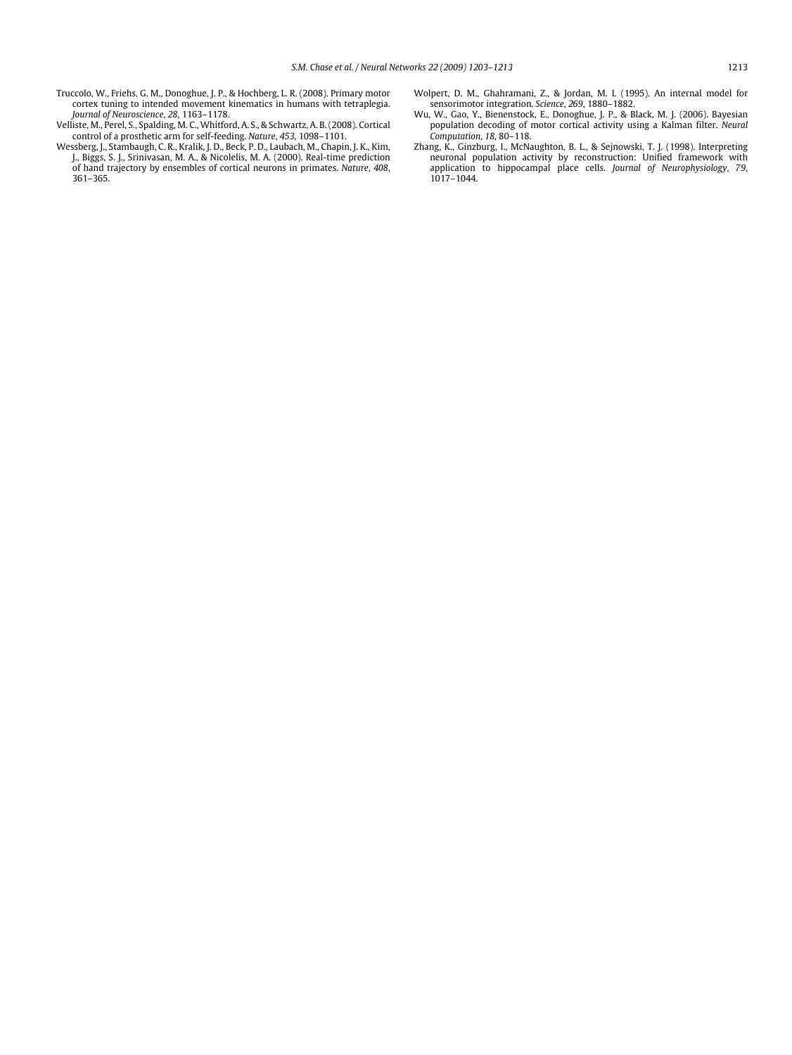Truccolo, W., Friehs, G. M., Donoghue, J. P., & Hochberg, L. R. (2008). Primary motor cortex tuning to intended movement kinematics in humans with tetraplegia. *Journal of Neuroscience*, *28*, 1163–1178.

Velliste, M., Perel, S., Spalding, M. C., Whitford, A. S., & Schwartz, A. B. (2008). Cortical control of a prosthetic arm for self-feeding. *Nature*, *453*, 1098–1101.

Wessberg, J., Stambaugh, C. R., Kralik, J. D., Beck, P. D., Laubach, M., Chapin, J. K., Kim, J., Biggs, S. J., Srinivasan, M. A., & Nicolelis, M. A. (2000). Real-time prediction of hand trajectory by ensembles of cortical neurons in primates. *Nature*, *408*, 361–365.

Wolpert, D. M., Ghahramani, Z., & Jordan, M. I. (1995). An internal model for sensorimotor integration. *Science*, *269*, 1880–1882.

Wu, W., Gao, Y., Bienenstock, E., Donoghue, J. P., & Black, M. J. (2006). Bayesian population decoding of motor cortical activity using a Kalman filter. *Neural Computation*, *18*, 80–118.

Zhang, K., Ginzburg, I., McNaughton, B. L., & Sejnowski, T. J. (1998). Interpreting neuronal population activity by reconstruction: Unified framework with application to hippocampal place cells. *Journal of Neurophysiology*, *79*, 1017–1044.